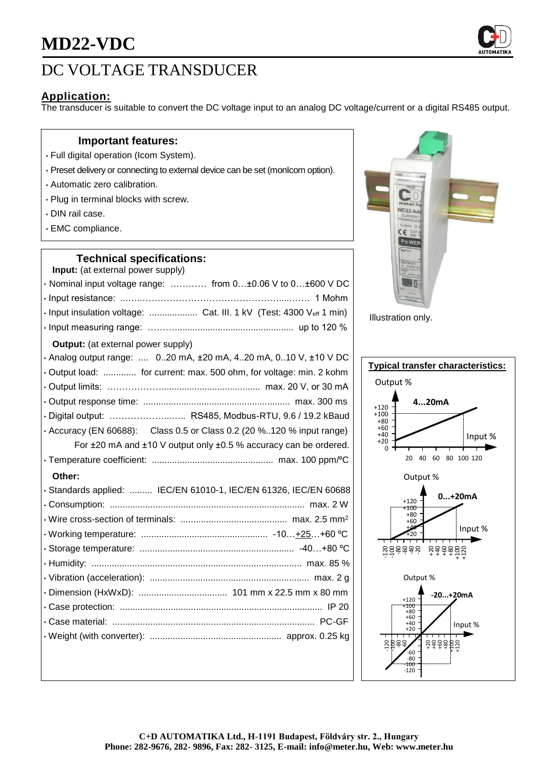# MD22-VDC

# DC VOLTAGE TRANSDUCER

## Application:

The transducer is suitable to convert the DC voltage input to an analog DC voltage/current or a digital RS485 output.

### Important features:

- Full digital operation (Icom System).
- Preset delivery or connecting to external device can be set (monIcom option).
- Automatic zero calibration.
- Plug in terminal blocks with screw.
- DIN rail case.
- EMC compliance.

### Technical specifications:

**Input:** (at external power supply)

- Nominal input voltage range: ………… from 0…±0.06 V to 0…±600 V DC
- Input resistance: ………………………………………………… 1 Mohm
- Input insulation voltage: ................... Cat. III. 1 kV (Test: 4300 $V_{eff}$ 1 min)
- Input measuring range: ……….............................................. up to 120 %

**Output:** (at external power supply)

- Analog output range: .... 0..20 mA, ±20 mA, 4..20 mA, 0..10 V, ±10 V DC
- Output load: ............. for current: max. 500 ohm, for voltage: min. 2 kohm
- Output limits: ……………….................................... max. 20 V, or 30 mA
- Output response time: ........................................................ max. 300 ms
- Digital output: …………………..….. RS485, Modbus-RTU, 9.6 / 19.2 kBaud
- Accuracy (EN 60688): Class 0.5 or Class 0.2 (20 %..120 % input range)
  For ±20 mA and ±10 V output only ±0.5 % accuracy can be ordered.
- Temperature coefficient: ............................................... max. 100 ppm/ºC

**Other:**

- Standards applied: ......... IEC/EN 61010-1, IEC/EN 61326, IEC/EN 60688
- Consumption: ............................................................................ max. 2 W
- Wire cross-section of terminals: .......................................... max. 2.5 mm²
- Working temperature: ................................................. -10…+25…+60 ºC
- Storage temperature: ............................................................ -40…+80 ºC
- Humidity: .................................................................................. max. 85 %
- Vibration (acceleration): .............................................................. max. 2 g
- Dimension (HxWxD): .................................. 101 mm x 22.5 mm x 80 mm
- Case protection: ............................................................................... IP 20
- Case material: ................................................................................ PC-GF
- Weight (with converter): ................................................... approx. 0.25 kg

Illustration only.

**Typical transfer characteristics:**

4...20mA: Output % vs Input %

0...+20mA: Output % vs Input %

-20...+20mA: Output % vs Input %

C+D AUTOMATIKA Ltd., H-1191 Budapest, Földváry str. 2., Hungary
Phone: 282-9676, 282- 9896, Fax: 282- 3125, E-mail: info@meter.hu, Web: www.meter.hu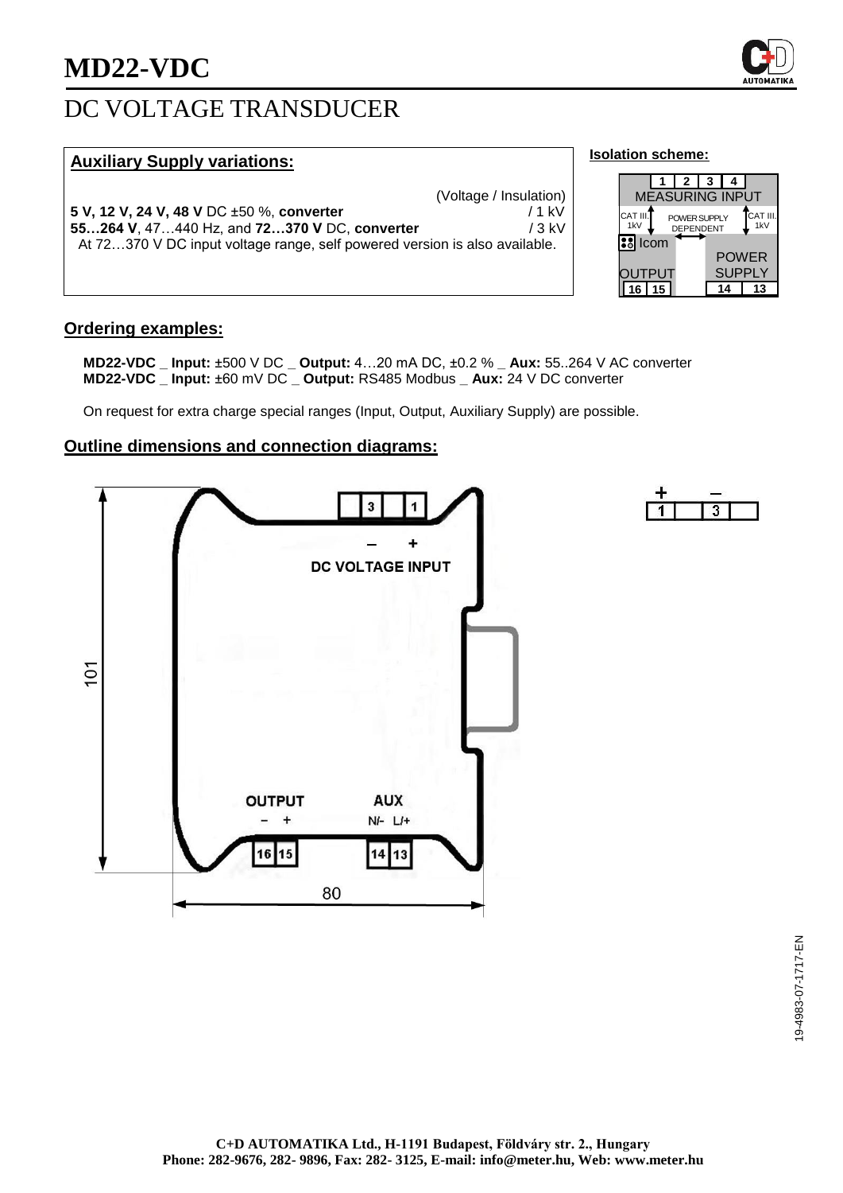# MD22-VDC

## DC VOLTAGE TRANSDUCER

### Auxiliary Supply variations:

(Voltage / Insulation)

**5 V, 12 V, 24 V, 48 V** DC ±50 %, **converter** / 1 kV
**55…264 V**, 47…440 Hz, and **72…370 V** DC, **converter** / 3 kV
At 72…370 V DC input voltage range, self powered version is also available.

### Isolation scheme:

1 2 3 4
MEASURING INPUT
CAT III. 1kV
POWER SUPPLY DEPENDENT
CAT III. 1kV
Icom
OUTPUT
16 15
POWER SUPPLY
14 13

### Ordering examples:

**MD22-VDC _ Input:** ±500 V DC _ **Output:** 4…20 mA DC, ±0.2 % _ **Aux:** 55..264 V AC converter
**MD22-VDC _ Input:** ±60 mV DC _ **Output:** RS485 Modbus _ **Aux:** 24 V DC converter

On request for extra charge special ranges (Input, Output, Auxiliary Supply) are possible.

### Outline dimensions and connection diagrams:

3 1
– +
DC VOLTAGE INPUT
101
OUTPUT
– +
16 15
AUX
N/- L/+
14 13
80

\+ –
1 3

19-4983-07-1717-EN

**C+D AUTOMATIKA Ltd., H-1191 Budapest, Földváry str. 2., Hungary**
**Phone: 282-9676, 282- 9896, Fax: 282- 3125, E-mail: info@meter.hu, Web: www.meter.hu**